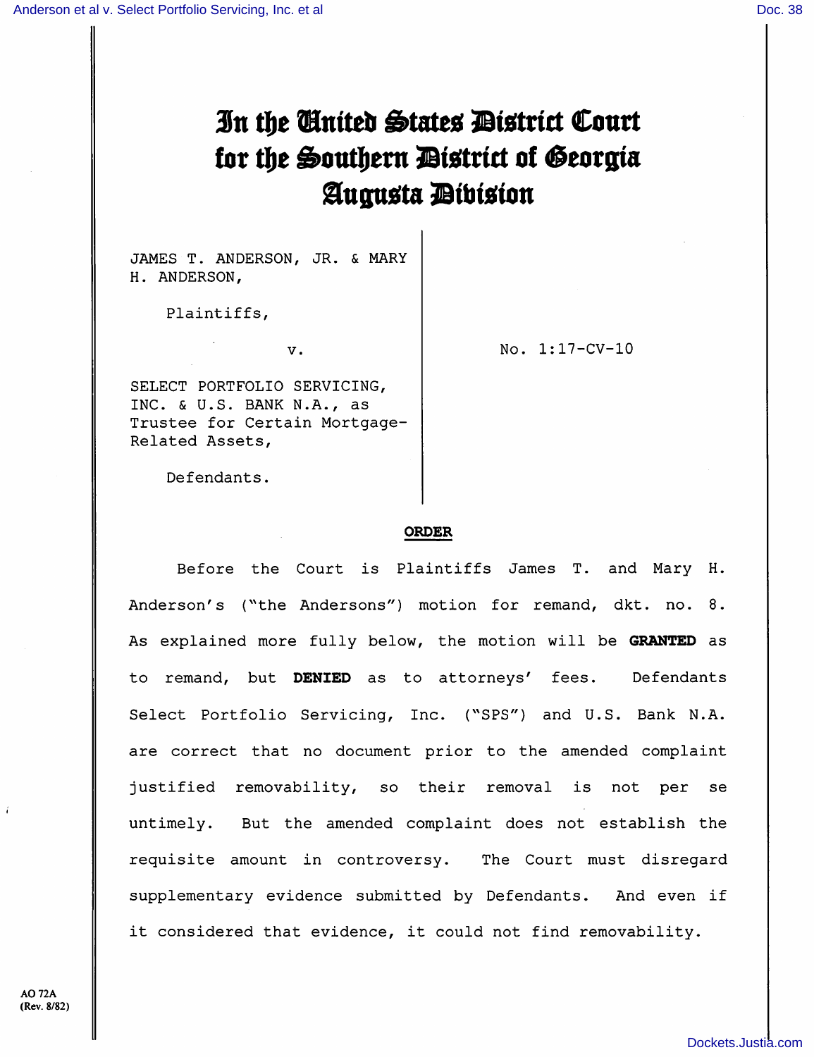# In the United States District Court for the Southern District of Georgia Augusta Division

JAMES T. ANDERSON, JR. & MARY H. ANDERSON,

Plaintiffs,

v.

SELECT PORTFOLIO SERVICING, INC. & U.S. BANK N.A., as Trustee for Certain Mortgage-Related Assets,

Defendants.

No. 1:17-CV-10

## ORDER

Before the Court is Plaintiffs James T. and Mary H. Anderson's ("the Andersons") motion for remand, dkt. no. 8. As explained more fully below, the motion will be **GRANTED** as to remand, but **DENIED** as to attorneys' fees. Defendants Select Portfolio Servicing, Inc. ("SPS") and U.S. Bank N.A. are correct that no document prior to the amended complaint justified removability, so their removal is not per se untimely. But the amended complaint does not establish the requisite amount in controversy. The Court must disregard supplementary evidence submitted by Defendants. And even if it considered that evidence, it could not find removability.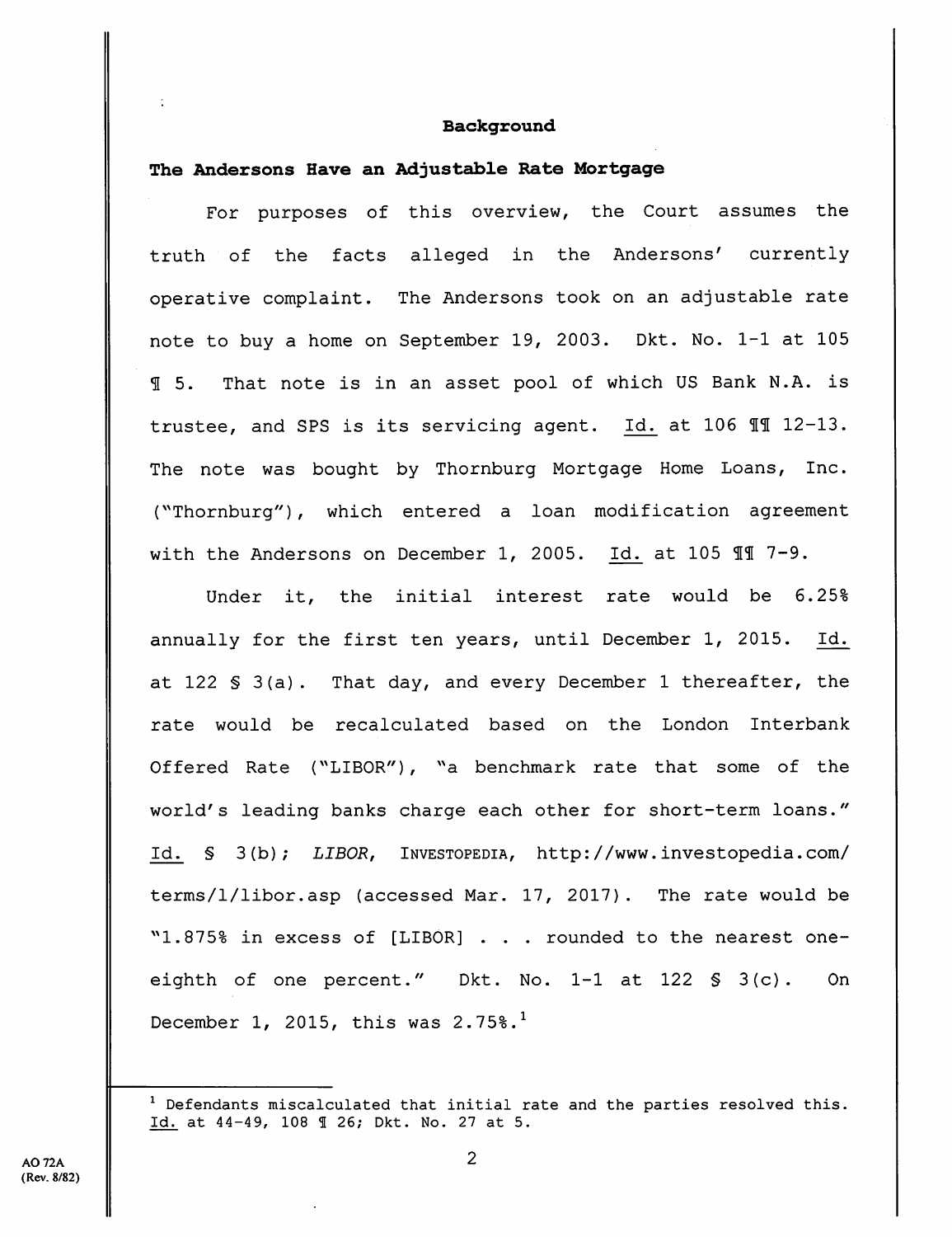## Background

### The Andersons Have an Adjustable Rate Mortgage

For purposes of this overview, the Court assumes the truth of the facts alleged in the Andersons' currently operative complaint. The Andersons took on an adjustable rate note to buy a home on September 19, 2003. Dkt. No. 1-1 at 105 ¶ 5. That note is in an asset pool of which US Bank N.A. is trustee, and SPS is its servicing agent. Id. at 106 ¶¶ 12-13. The note was bought by Thornburg Mortgage Home Loans, Inc. ("Thornburg"), which entered a loan modification agreement with the Andersons on December 1, 2005. Id. at 105 ¶¶ 7-9.

Under it, the initial interest rate would be 6.25% annually for the first ten years, until December 1, 2015. Id. at 122 § 3(a). That day, and every December 1 thereafter, the rate would be recalculated based on the London Interbank Offered Rate ("LIBOR"), "a benchmark rate that some of the world's leading banks charge each other for short-term loans." Id. § 3(b); *LIBOR*, INVESTOPEDIA, http://www.investopedia.com/terms/l/libor.asp (accessed Mar. 17, 2017). The rate would be "1.875% in excess of [LIBOR] . . . rounded to the nearest one-eighth of one percent." Dkt. No. 1-1 at 122 § 3(c). On December 1, 2015, this was 2.75%.[1]

---

[1] Defendants miscalculated that initial rate and the parties resolved this. Id. at 44-49, 108 ¶ 26; Dkt. No. 27 at 5.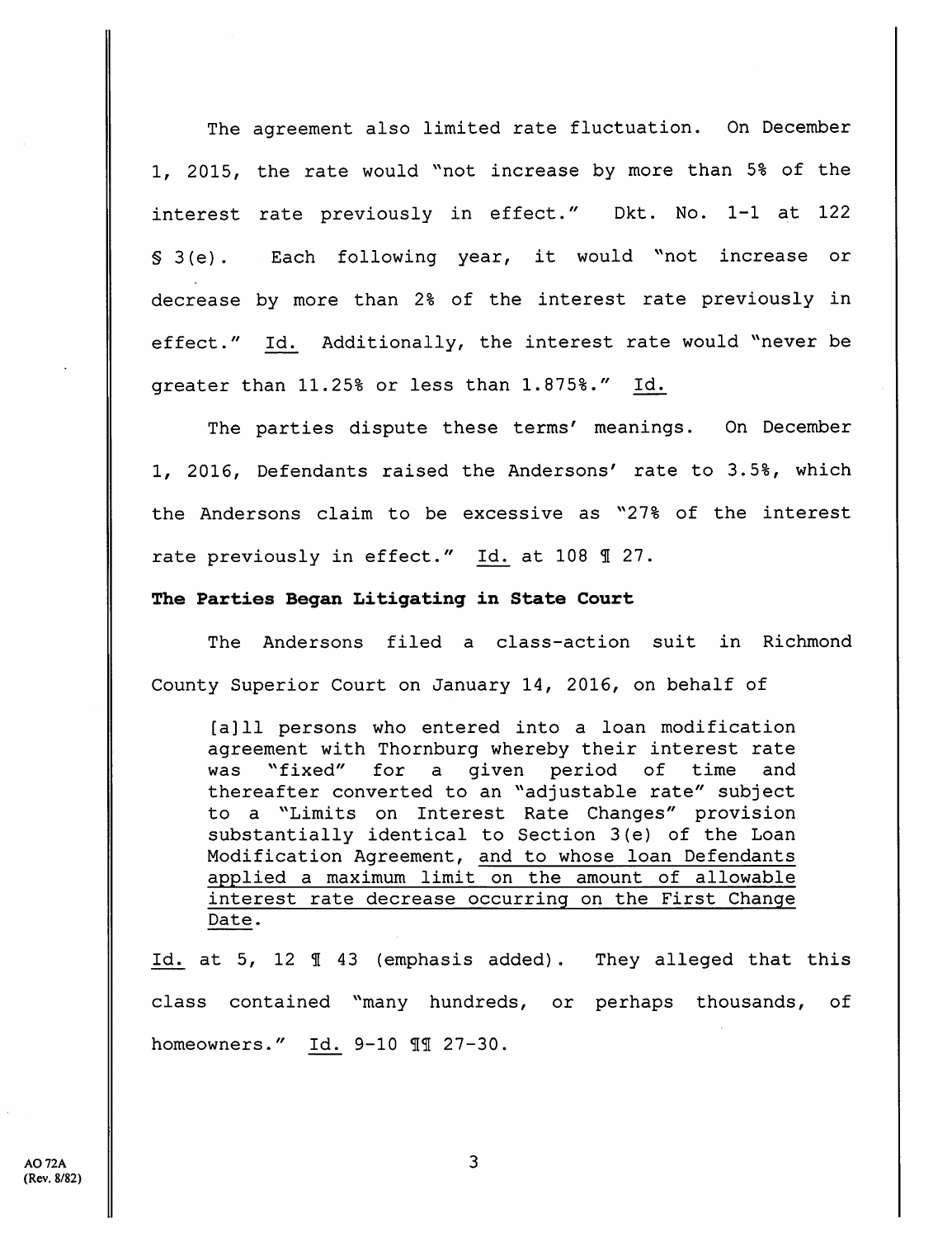The agreement also limited rate fluctuation. On December 1, 2015, the rate would "not increase by more than 5% of the interest rate previously in effect." Dkt. No. 1-1 at 122 § 3(e). Each following year, it would "not increase or decrease by more than 2% of the interest rate previously in effect." Id. Additionally, the interest rate would "never be greater than 11.25% or less than 1.875%." Id.

The parties dispute these terms' meanings. On December 1, 2016, Defendants raised the Andersons' rate to 3.5%, which the Andersons claim to be excessive as "27% of the interest rate previously in effect." Id. at 108 ¶ 27.

**The Parties Began Litigating in State Court**

The Andersons filed a class-action suit in Richmond County Superior Court on January 14, 2016, on behalf of

> [a]ll persons who entered into a loan modification agreement with Thornburg whereby their interest rate was "fixed" for a given period of time and thereafter converted to an "adjustable rate" subject to a "Limits on Interest Rate Changes" provision substantially identical to Section 3(e) of the Loan Modification Agreement, <u>and to whose loan Defendants applied a maximum limit on the amount of allowable interest rate decrease occurring on the First Change Date</u>.

Id. at 5, 12 ¶ 43 (emphasis added). They alleged that this class contained "many hundreds, or perhaps thousands, of homeowners." Id. 9-10 ¶¶ 27-30.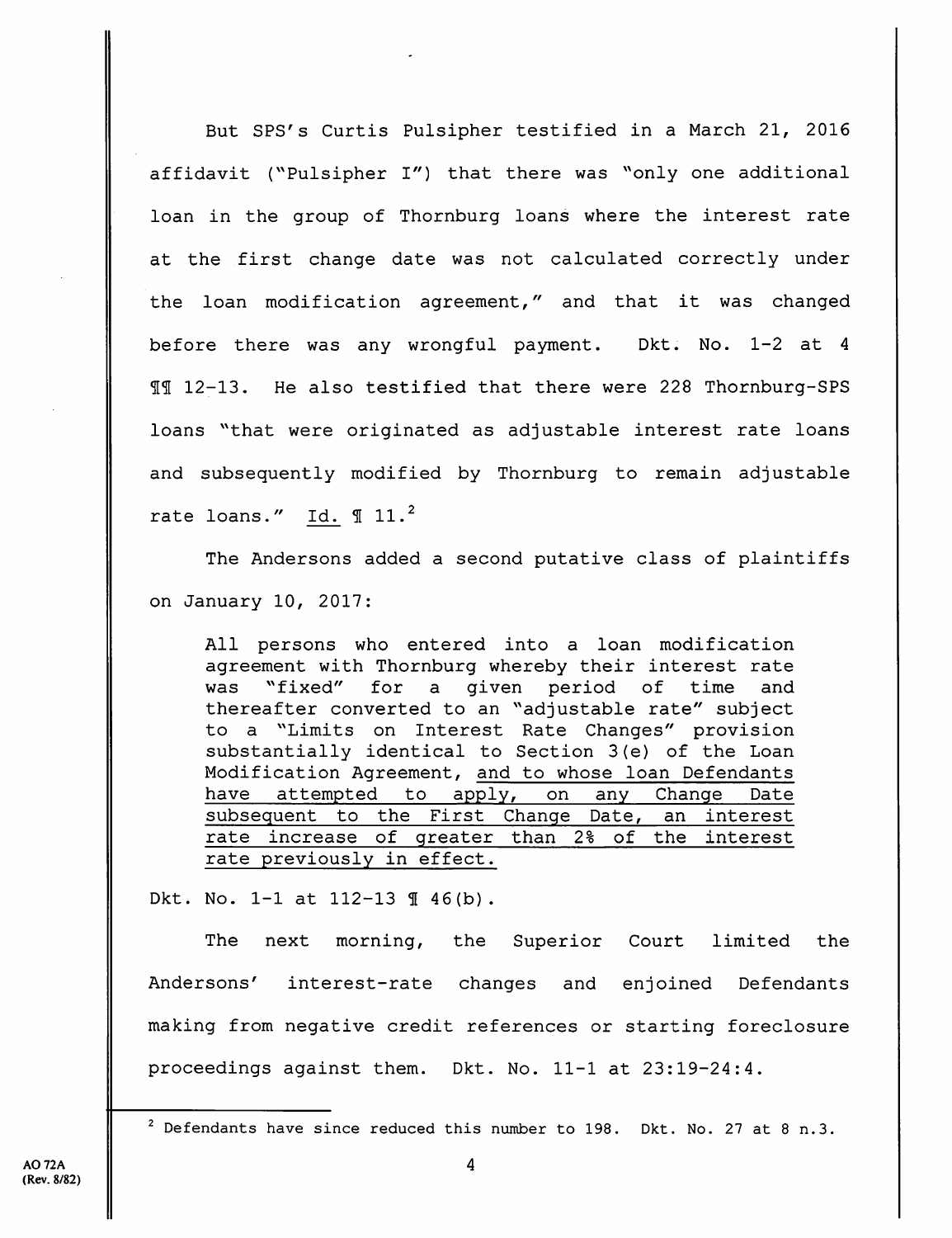But SPS's Curtis Pulsipher testified in a March 21, 2016 affidavit ("Pulsipher I") that there was "only one additional loan in the group of Thornburg loans where the interest rate at the first change date was not calculated correctly under the loan modification agreement," and that it was changed before there was any wrongful payment. Dkt. No. 1-2 at 4 ¶¶ 12-13. He also testified that there were 228 Thornburg-SPS loans "that were originated as adjustable interest rate loans and subsequently modified by Thornburg to remain adjustable rate loans." Id. ¶ 11.[2]

The Andersons added a second putative class of plaintiffs on January 10, 2017:

> All persons who entered into a loan modification agreement with Thornburg whereby their interest rate was "fixed" for a given period of time and thereafter converted to an "adjustable rate" subject to a "Limits on Interest Rate Changes" provision substantially identical to Section 3(e) of the Loan Modification Agreement, <u>and to whose loan Defendants have attempted to apply, on any Change Date subsequent to the First Change Date, an interest rate increase of greater than 2% of the interest rate previously in effect.</u>

Dkt. No. 1-1 at 112-13 ¶ 46(b).

The next morning, the Superior Court limited the Andersons' interest-rate changes and enjoined Defendants making from negative credit references or starting foreclosure proceedings against them. Dkt. No. 11-1 at 23:19-24:4.

---

[2] Defendants have since reduced this number to 198. Dkt. No. 27 at 8 n.3.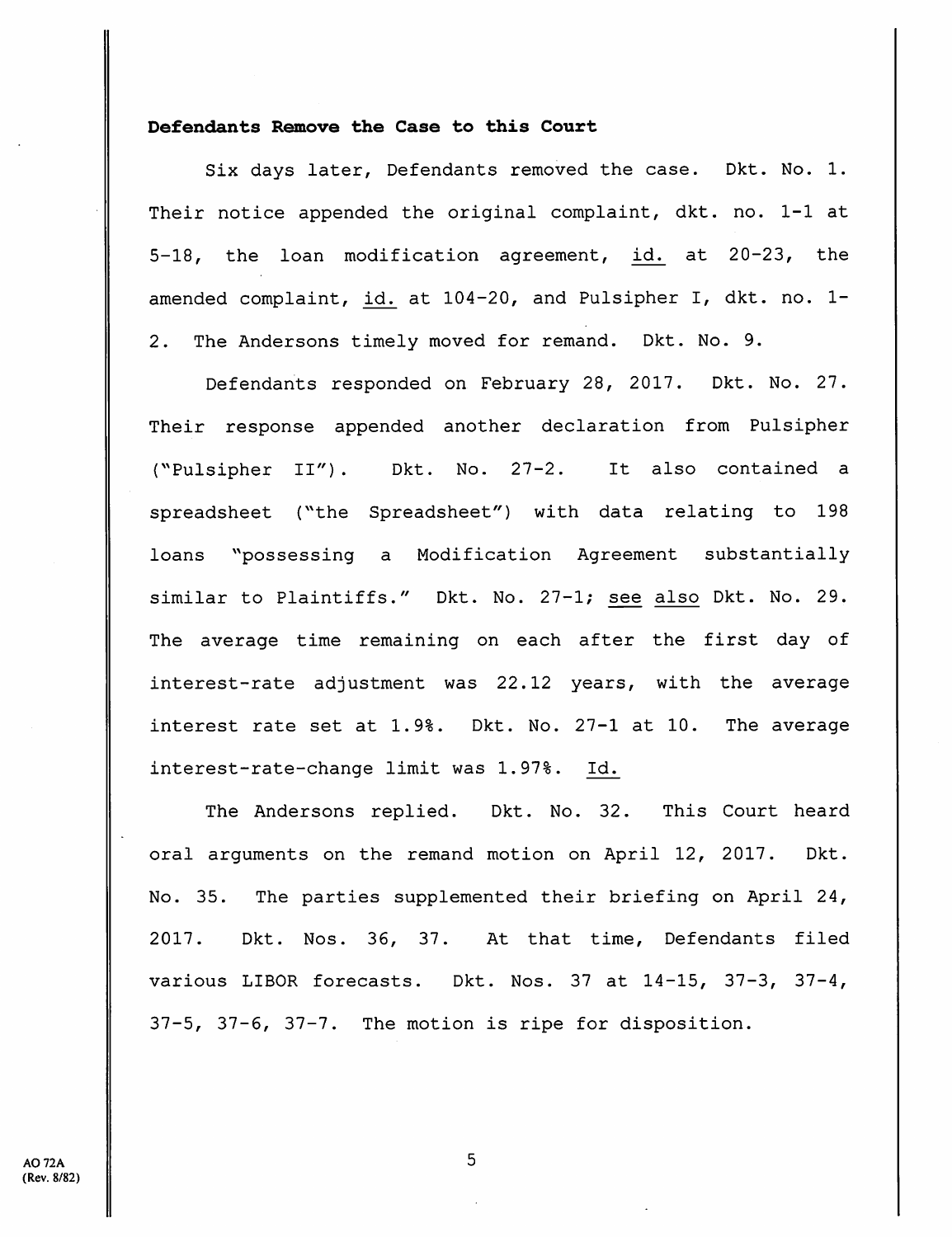**Defendants Remove the Case to this Court**

Six days later, Defendants removed the case. Dkt. No. 1. Their notice appended the original complaint, dkt. no. 1-1 at 5-18, the loan modification agreement, id. at 20-23, the amended complaint, id. at 104-20, and Pulsipher I, dkt. no. 1-2. The Andersons timely moved for remand. Dkt. No. 9.

Defendants responded on February 28, 2017. Dkt. No. 27. Their response appended another declaration from Pulsipher ("Pulsipher II"). Dkt. No. 27-2. It also contained a spreadsheet ("the Spreadsheet") with data relating to 198 loans "possessing a Modification Agreement substantially similar to Plaintiffs." Dkt. No. 27-1; see also Dkt. No. 29. The average time remaining on each after the first day of interest-rate adjustment was 22.12 years, with the average interest rate set at 1.9%. Dkt. No. 27-1 at 10. The average interest-rate-change limit was 1.97%. Id.

The Andersons replied. Dkt. No. 32. This Court heard oral arguments on the remand motion on April 12, 2017. Dkt. No. 35. The parties supplemented their briefing on April 24, 2017. Dkt. Nos. 36, 37. At that time, Defendants filed various LIBOR forecasts. Dkt. Nos. 37 at 14-15, 37-3, 37-4, 37-5, 37-6, 37-7. The motion is ripe for disposition.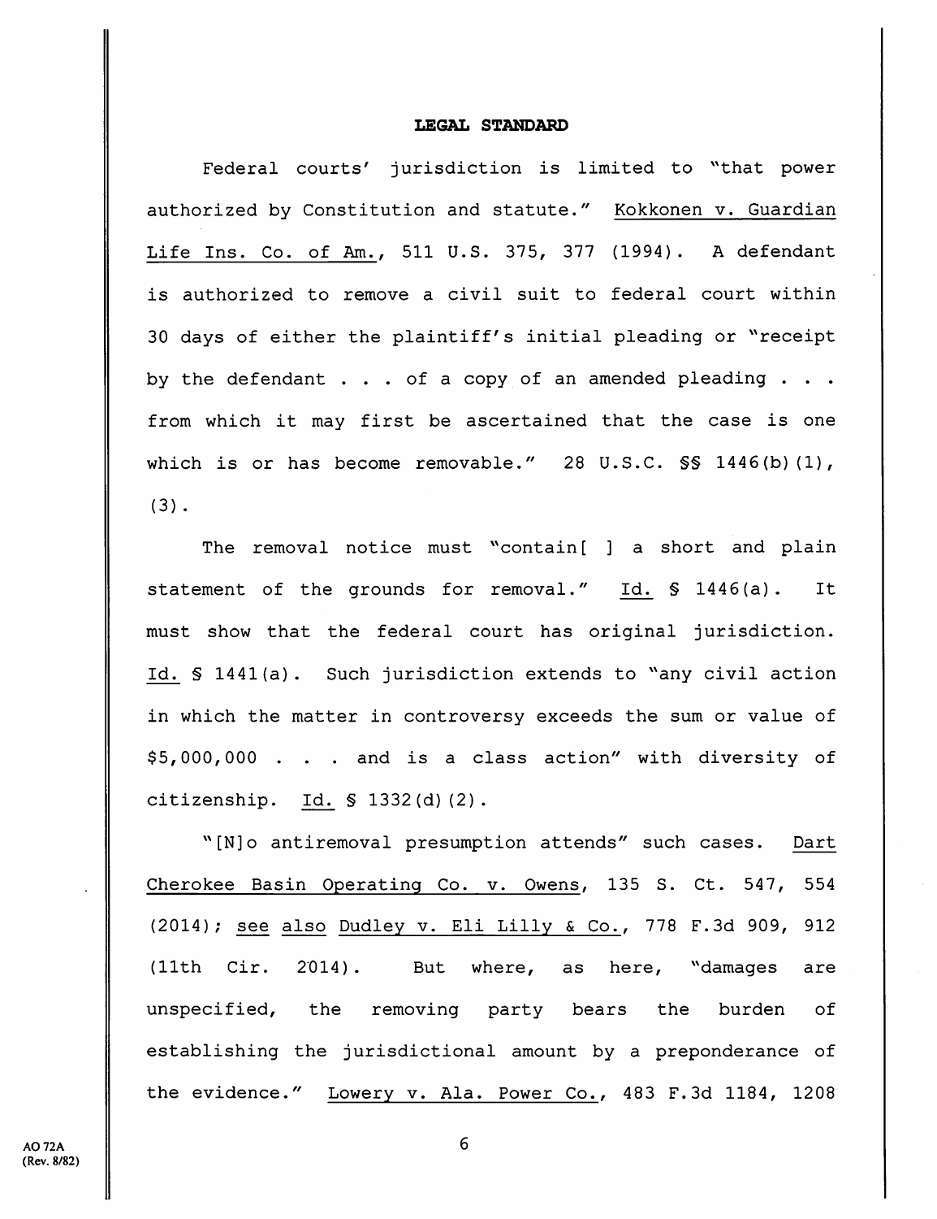**LEGAL STANDARD**

Federal courts' jurisdiction is limited to "that power authorized by Constitution and statute." Kokkonen v. Guardian Life Ins. Co. of Am., 511 U.S. 375, 377 (1994). A defendant is authorized to remove a civil suit to federal court within 30 days of either the plaintiff's initial pleading or "receipt by the defendant . . . of a copy of an amended pleading . . . from which it may first be ascertained that the case is one which is or has become removable." 28 U.S.C. §§ 1446(b)(1), (3).

The removal notice must "contain[ ] a short and plain statement of the grounds for removal." Id. § 1446(a). It must show that the federal court has original jurisdiction. Id. § 1441(a). Such jurisdiction extends to "any civil action in which the matter in controversy exceeds the sum or value of $5,000,000 . . . and is a class action" with diversity of citizenship. Id. § 1332(d)(2).

"[N]o antiremoval presumption attends" such cases. Dart Cherokee Basin Operating Co. v. Owens, 135 S. Ct. 547, 554 (2014); see also Dudley v. Eli Lilly & Co., 778 F.3d 909, 912 (11th Cir. 2014). But where, as here, "damages are unspecified, the removing party bears the burden of establishing the jurisdictional amount by a preponderance of the evidence." Lowery v. Ala. Power Co., 483 F.3d 1184, 1208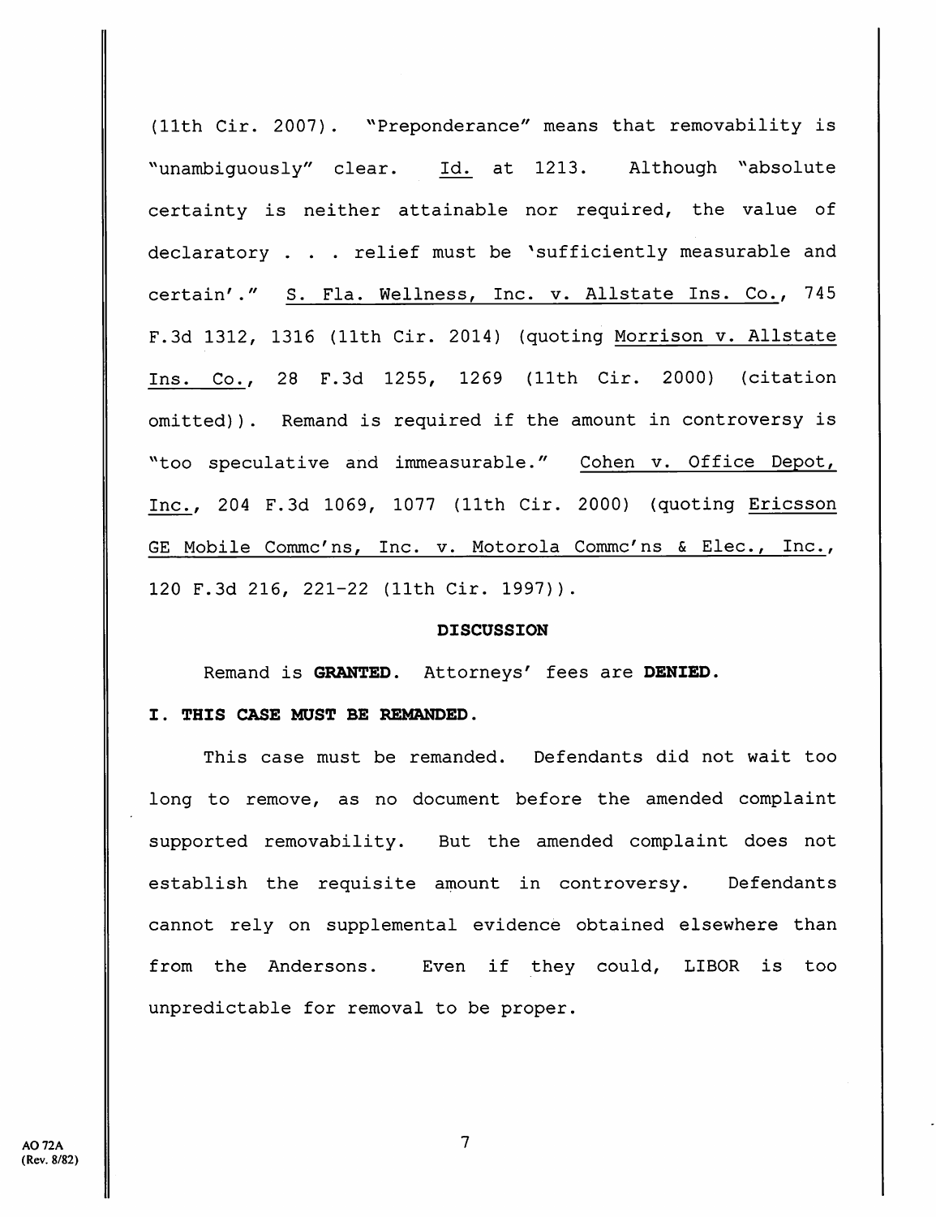(11th Cir. 2007). "Preponderance" means that removability is "unambiguously" clear. Id. at 1213. Although "absolute certainty is neither attainable nor required, the value of declaratory . . . relief must be 'sufficiently measurable and certain'." S. Fla. Wellness, Inc. v. Allstate Ins. Co., 745 F.3d 1312, 1316 (11th Cir. 2014) (quoting Morrison v. Allstate Ins. Co., 28 F.3d 1255, 1269 (11th Cir. 2000) (citation omitted)). Remand is required if the amount in controversy is "too speculative and immeasurable." Cohen v. Office Depot, Inc., 204 F.3d 1069, 1077 (11th Cir. 2000) (quoting Ericsson GE Mobile Commc'ns, Inc. v. Motorola Commc'ns & Elec., Inc., 120 F.3d 216, 221–22 (11th Cir. 1997)).

## DISCUSSION

Remand is **GRANTED**. Attorneys' fees are **DENIED**.

### I. THIS CASE MUST BE REMANDED.

This case must be remanded. Defendants did not wait too long to remove, as no document before the amended complaint supported removability. But the amended complaint does not establish the requisite amount in controversy. Defendants cannot rely on supplemental evidence obtained elsewhere than from the Andersons. Even if they could, LIBOR is too unpredictable for removal to be proper.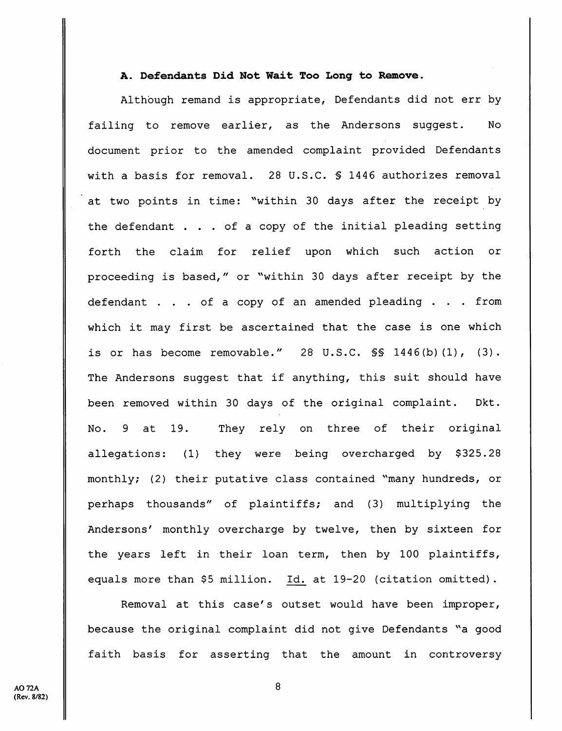**A. Defendants Did Not Wait Too Long to Remove.**

Although remand is appropriate, Defendants did not err by failing to remove earlier, as the Andersons suggest. No document prior to the amended complaint provided Defendants with a basis for removal. 28 U.S.C. § 1446 authorizes removal at two points in time: "within 30 days after the receipt by the defendant . . . of a copy of the initial pleading setting forth the claim for relief upon which such action or proceeding is based," or "within 30 days after receipt by the defendant . . . of a copy of an amended pleading . . . from which it may first be ascertained that the case is one which is or has become removable." 28 U.S.C. §§ 1446(b)(1), (3). The Andersons suggest that if anything, this suit should have been removed within 30 days of the original complaint. Dkt. No. 9 at 19. They rely on three of their original allegations: (1) they were being overcharged by $325.28 monthly; (2) their putative class contained "many hundreds, or perhaps thousands" of plaintiffs; and (3) multiplying the Andersons' monthly overcharge by twelve, then by sixteen for the years left in their loan term, then by 100 plaintiffs, equals more than $5 million. Id. at 19-20 (citation omitted).

Removal at this case's outset would have been improper, because the original complaint did not give Defendants "a good faith basis for asserting that the amount in controversy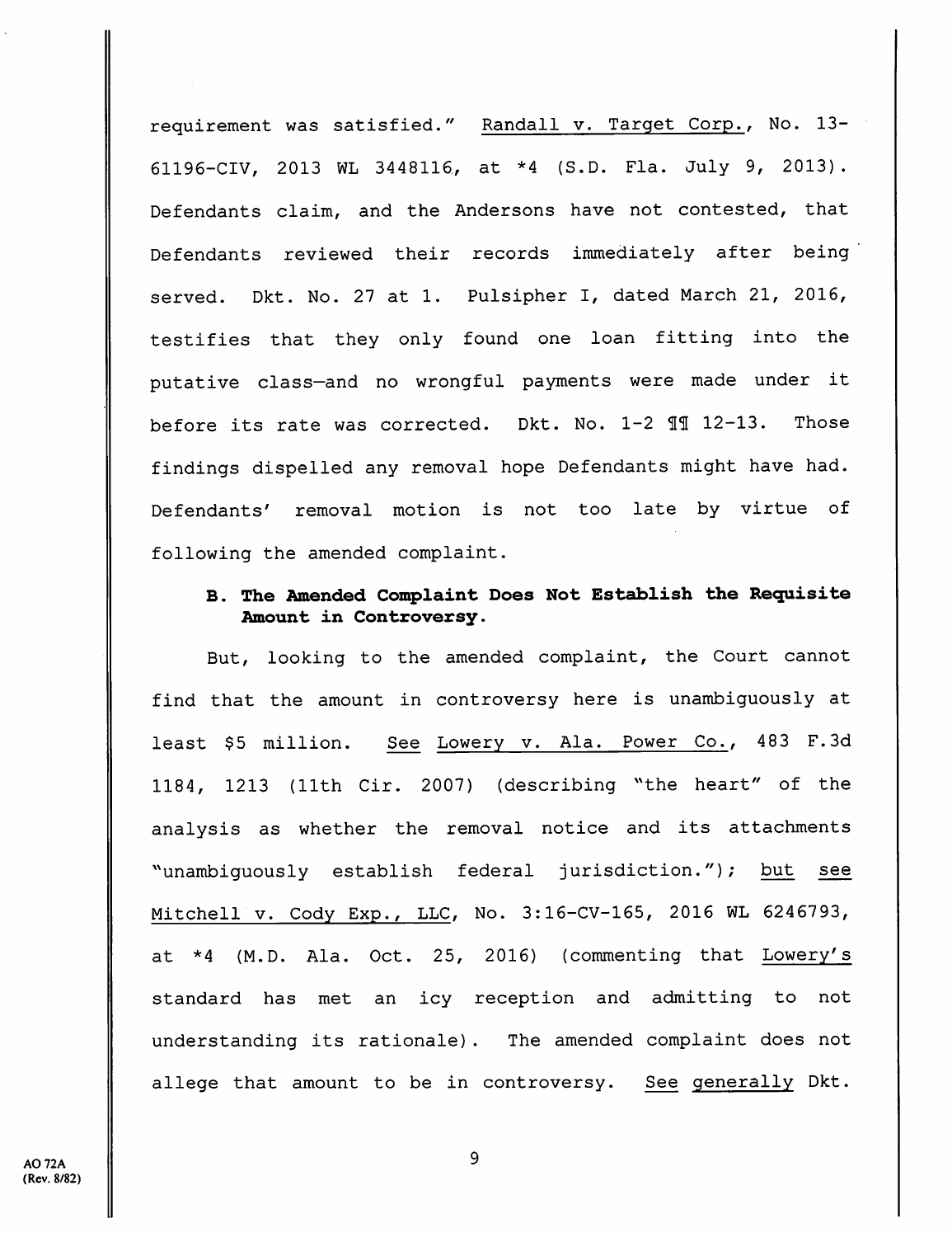requirement was satisfied." Randall v. Target Corp., No. 13-61196-CIV, 2013 WL 3448116, at *4 (S.D. Fla. July 9, 2013). Defendants claim, and the Andersons have not contested, that Defendants reviewed their records immediately after being served. Dkt. No. 27 at 1. Pulsipher I, dated March 21, 2016, testifies that they only found one loan fitting into the putative class—and no wrongful payments were made under it before its rate was corrected. Dkt. No. 1-2 ¶¶ 12-13. Those findings dispelled any removal hope Defendants might have had. Defendants' removal motion is not too late by virtue of following the amended complaint.

### B. The Amended Complaint Does Not Establish the Requisite Amount in Controversy.

But, looking to the amended complaint, the Court cannot find that the amount in controversy here is unambiguously at least $5 million. See Lowery v. Ala. Power Co., 483 F.3d 1184, 1213 (11th Cir. 2007) (describing "the heart" of the analysis as whether the removal notice and its attachments "unambiguously establish federal jurisdiction."); but see Mitchell v. Cody Exp., LLC, No. 3:16-CV-165, 2016 WL 6246793, at *4 (M.D. Ala. Oct. 25, 2016) (commenting that Lowery's standard has met an icy reception and admitting to not understanding its rationale). The amended complaint does not allege that amount to be in controversy. See generally Dkt.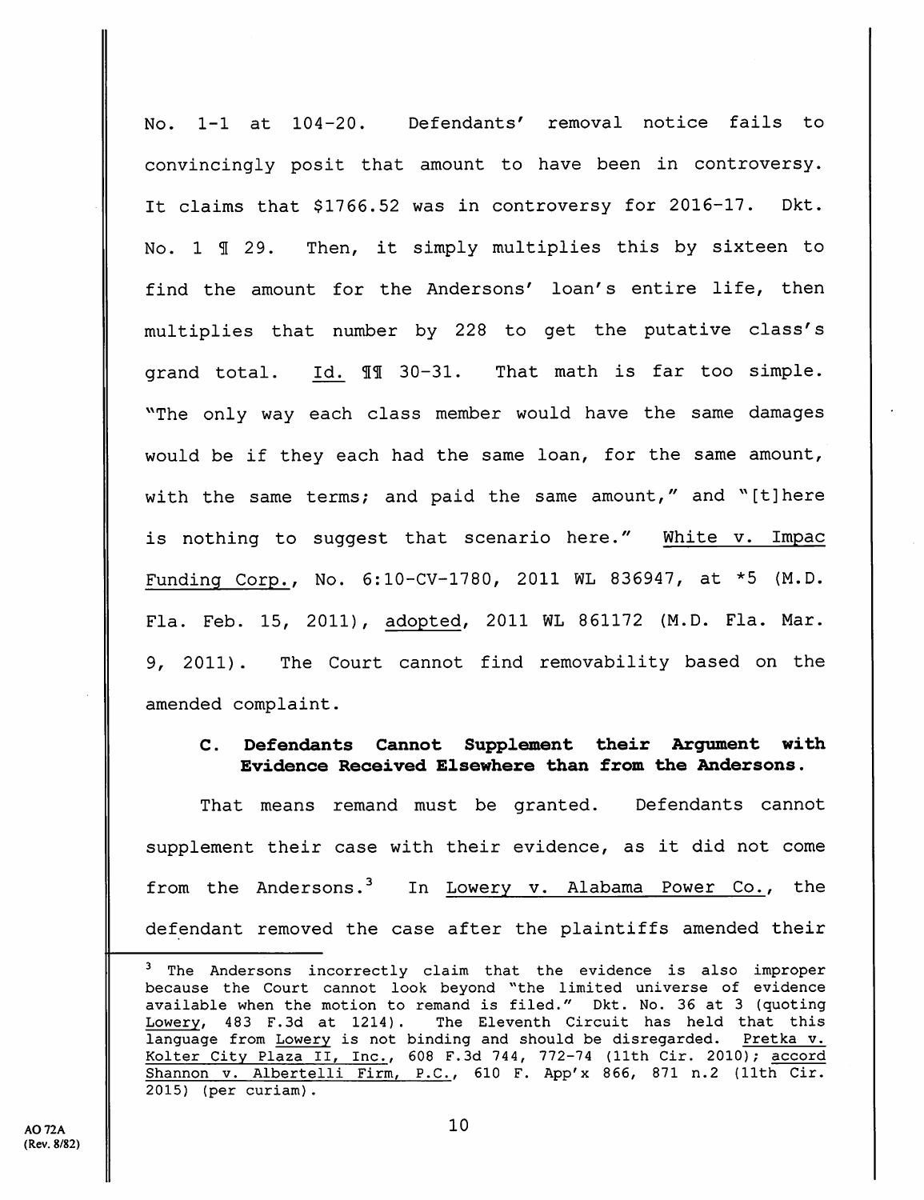No. 1-1 at 104-20. Defendants' removal notice fails to convincingly posit that amount to have been in controversy. It claims that $1766.52 was in controversy for 2016-17. Dkt. No. 1 ¶ 29. Then, it simply multiplies this by sixteen to find the amount for the Andersons' loan's entire life, then multiplies that number by 228 to get the putative class's grand total. Id. ¶¶ 30-31. That math is far too simple. "The only way each class member would have the same damages would be if they each had the same loan, for the same amount, with the same terms; and paid the same amount," and "[t]here is nothing to suggest that scenario here." White v. Impac Funding Corp., No. 6:10-CV-1780, 2011 WL 836947, at *5 (M.D. Fla. Feb. 15, 2011), adopted, 2011 WL 861172 (M.D. Fla. Mar. 9, 2011). The Court cannot find removability based on the amended complaint.

### C. Defendants Cannot Supplement their Argument with Evidence Received Elsewhere than from the Andersons.

That means remand must be granted. Defendants cannot supplement their case with their evidence, as it did not come from the Andersons.[3] In Lowery v. Alabama Power Co., the defendant removed the case after the plaintiffs amended their

[3] The Andersons incorrectly claim that the evidence is also improper because the Court cannot look beyond "the limited universe of evidence available when the motion to remand is filed." Dkt. No. 36 at 3 (quoting Lowery, 483 F.3d at 1214). The Eleventh Circuit has held that this language from Lowery is not binding and should be disregarded. Pretka v. Kolter City Plaza II, Inc., 608 F.3d 744, 772-74 (11th Cir. 2010); accord Shannon v. Albertelli Firm, P.C., 610 F. App'x 866, 871 n.2 (11th Cir. 2015) (per curiam).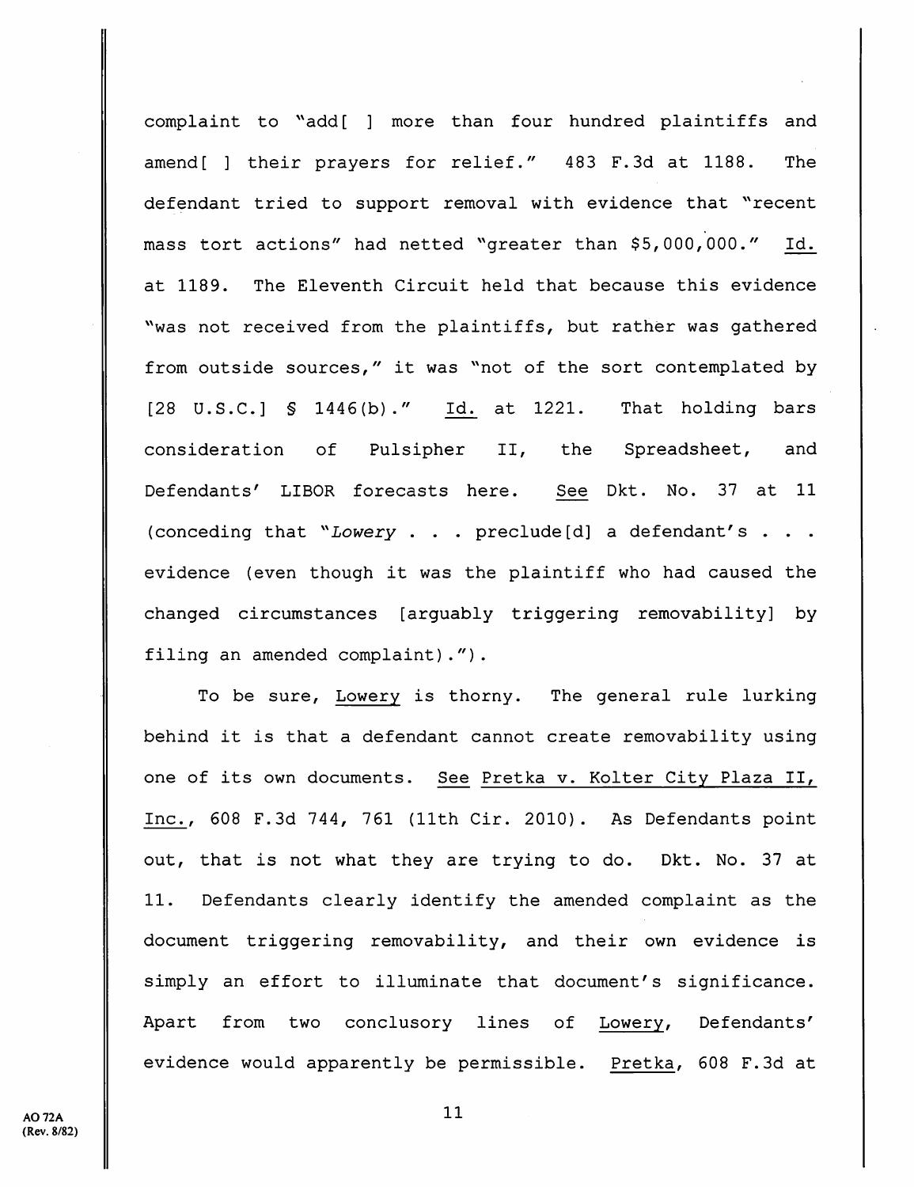complaint to "add[ ] more than four hundred plaintiffs and amend[ ] their prayers for relief." 483 F.3d at 1188. The defendant tried to support removal with evidence that "recent mass tort actions" had netted "greater than $5,000,000." Id. at 1189. The Eleventh Circuit held that because this evidence "was not received from the plaintiffs, but rather was gathered from outside sources," it was "not of the sort contemplated by [28 U.S.C.] § 1446(b)." Id. at 1221. That holding bars consideration of Pulsipher II, the Spreadsheet, and Defendants' LIBOR forecasts here. See Dkt. No. 37 at 11 (conceding that "*Lowery* . . . preclude[d] a defendant's . . . evidence (even though it was the plaintiff who had caused the changed circumstances [arguably triggering removability] by filing an amended complaint).").

To be sure, Lowery is thorny. The general rule lurking behind it is that a defendant cannot create removability using one of its own documents. See Pretka v. Kolter City Plaza II, Inc., 608 F.3d 744, 761 (11th Cir. 2010). As Defendants point out, that is not what they are trying to do. Dkt. No. 37 at 11. Defendants clearly identify the amended complaint as the document triggering removability, and their own evidence is simply an effort to illuminate that document's significance. Apart from two conclusory lines of Lowery, Defendants' evidence would apparently be permissible. Pretka, 608 F.3d at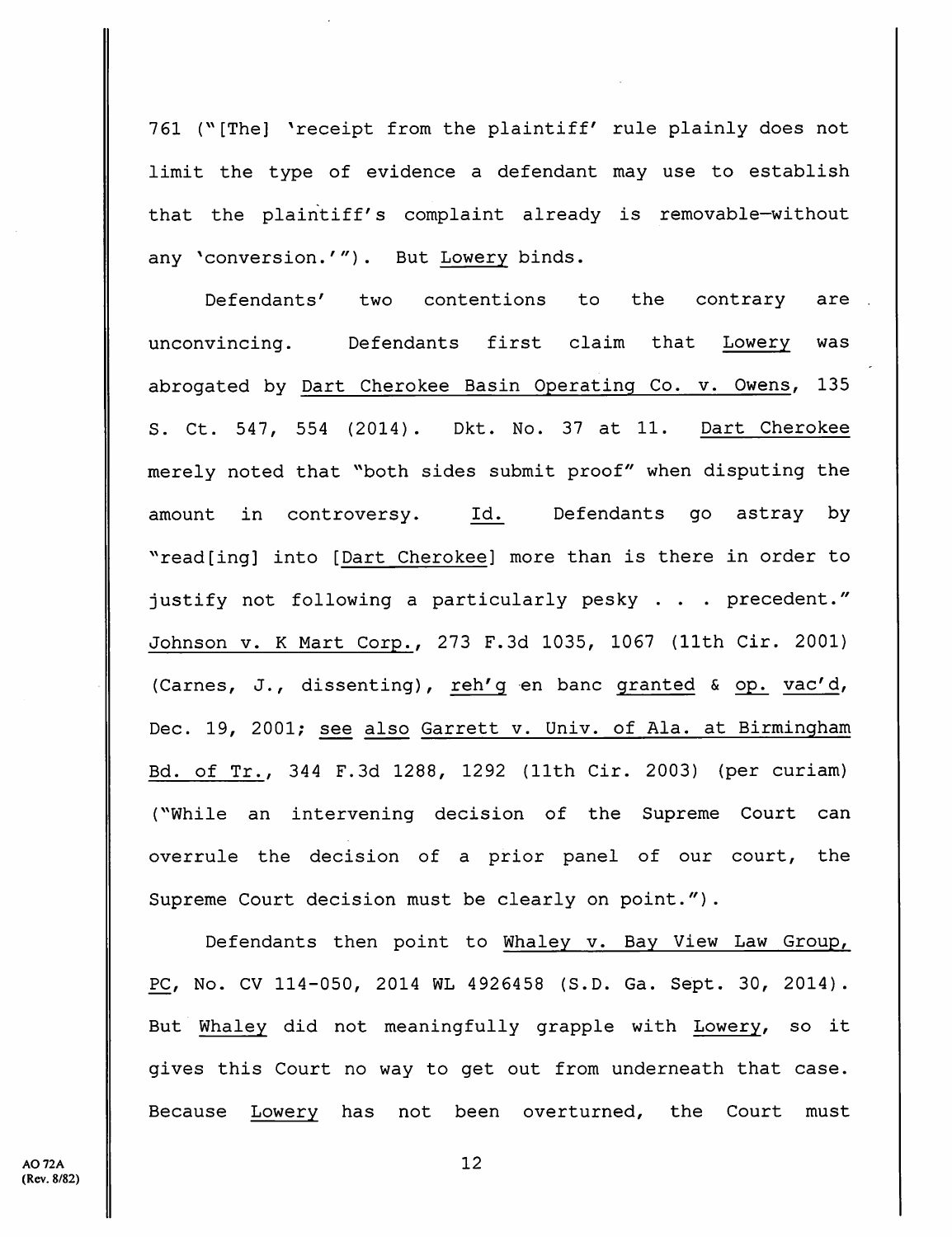761 ("[The] 'receipt from the plaintiff' rule plainly does not limit the type of evidence a defendant may use to establish that the plaintiff's complaint already is removable—without any 'conversion.'"). But Lowery binds.

Defendants' two contentions to the contrary are unconvincing. Defendants first claim that Lowery was abrogated by Dart Cherokee Basin Operating Co. v. Owens, 135 S. Ct. 547, 554 (2014). Dkt. No. 37 at 11. Dart Cherokee merely noted that "both sides submit proof" when disputing the amount in controversy. Id. Defendants go astray by "read[ing] into [Dart Cherokee] more than is there in order to justify not following a particularly pesky . . . precedent." Johnson v. K Mart Corp., 273 F.3d 1035, 1067 (11th Cir. 2001) (Carnes, J., dissenting), reh'g en banc granted & op. vac'd, Dec. 19, 2001; see also Garrett v. Univ. of Ala. at Birmingham Bd. of Tr., 344 F.3d 1288, 1292 (11th Cir. 2003) (per curiam) ("While an intervening decision of the Supreme Court can overrule the decision of a prior panel of our court, the Supreme Court decision must be clearly on point.").

Defendants then point to Whaley v. Bay View Law Group, PC, No. CV 114-050, 2014 WL 4926458 (S.D. Ga. Sept. 30, 2014). But Whaley did not meaningfully grapple with Lowery, so it gives this Court no way to get out from underneath that case. Because Lowery has not been overturned, the Court must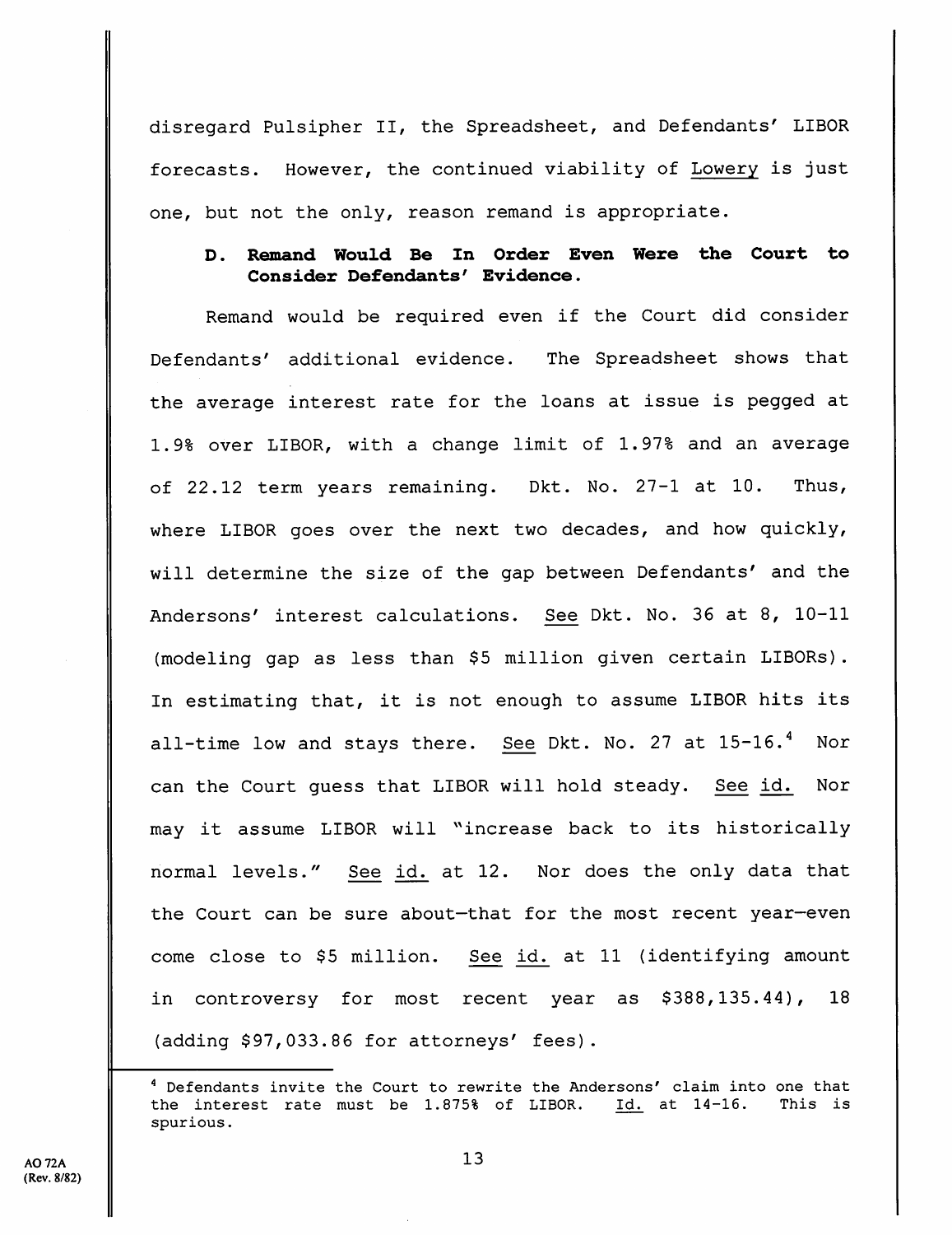disregard Pulsipher II, the Spreadsheet, and Defendants' LIBOR forecasts. However, the continued viability of Lowery is just one, but not the only, reason remand is appropriate.

### D. Remand Would Be In Order Even Were the Court to Consider Defendants' Evidence.

Remand would be required even if the Court did consider Defendants' additional evidence. The Spreadsheet shows that the average interest rate for the loans at issue is pegged at 1.9% over LIBOR, with a change limit of 1.97% and an average of 22.12 term years remaining. Dkt. No. 27-1 at 10. Thus, where LIBOR goes over the next two decades, and how quickly, will determine the size of the gap between Defendants' and the Andersons' interest calculations. See Dkt. No. 36 at 8, 10-11 (modeling gap as less than $5 million given certain LIBORs). In estimating that, it is not enough to assume LIBOR hits its all-time low and stays there. See Dkt. No. 27 at 15-16.[4] Nor can the Court guess that LIBOR will hold steady. See id. Nor may it assume LIBOR will "increase back to its historically normal levels." See id. at 12. Nor does the only data that the Court can be sure about—that for the most recent year—even come close to $5 million. See id. at 11 (identifying amount in controversy for most recent year as $388,135.44), 18 (adding $97,033.86 for attorneys' fees).

---

[4] Defendants invite the Court to rewrite the Andersons' claim into one that the interest rate must be 1.875% of LIBOR. Id. at 14-16. This is spurious.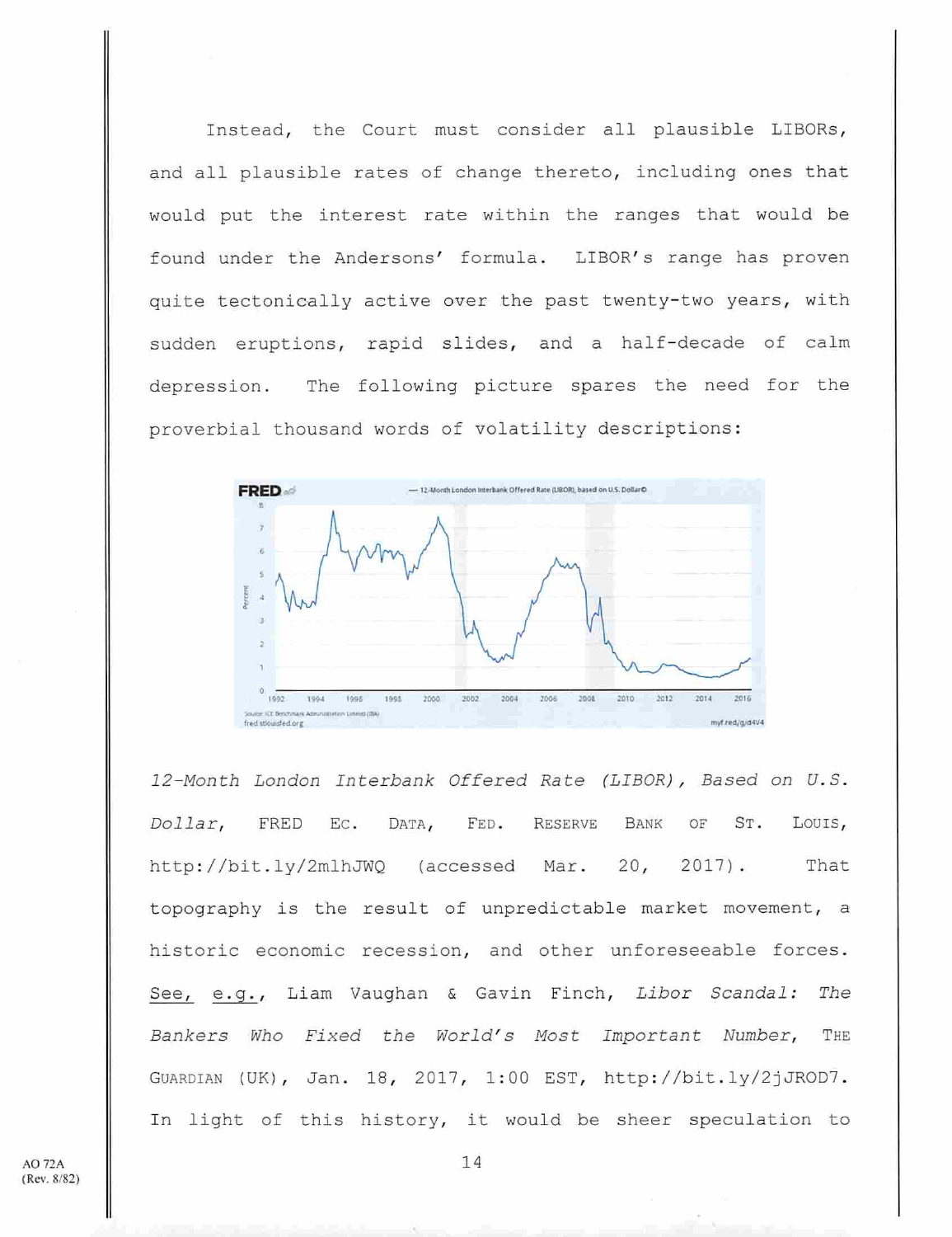Instead, the Court must consider all plausible LIBORs, and all plausible rates of change thereto, including ones that would put the interest rate within the ranges that would be found under the Andersons' formula. LIBOR's range has proven quite tectonically active over the past twenty-two years, with sudden eruptions, rapid slides, and a half-decade of calm depression. The following picture spares the need for the proverbial thousand words of volatility descriptions:

*12-Month London Interbank Offered Rate (LIBOR), Based on U.S. Dollar*, FRED EC. DATA, FED. RESERVE BANK OF ST. LOUIS, http://bit.ly/2mlhJWQ (accessed Mar. 20, 2017). That topography is the result of unpredictable market movement, a historic economic recession, and other unforeseeable forces. See, e.g., Liam Vaughan & Gavin Finch, *Libor Scandal: The Bankers Who Fixed the World's Most Important Number*, THE GUARDIAN (UK), Jan. 18, 2017, 1:00 EST, http://bit.ly/2jJROD7. In light of this history, it would be sheer speculation to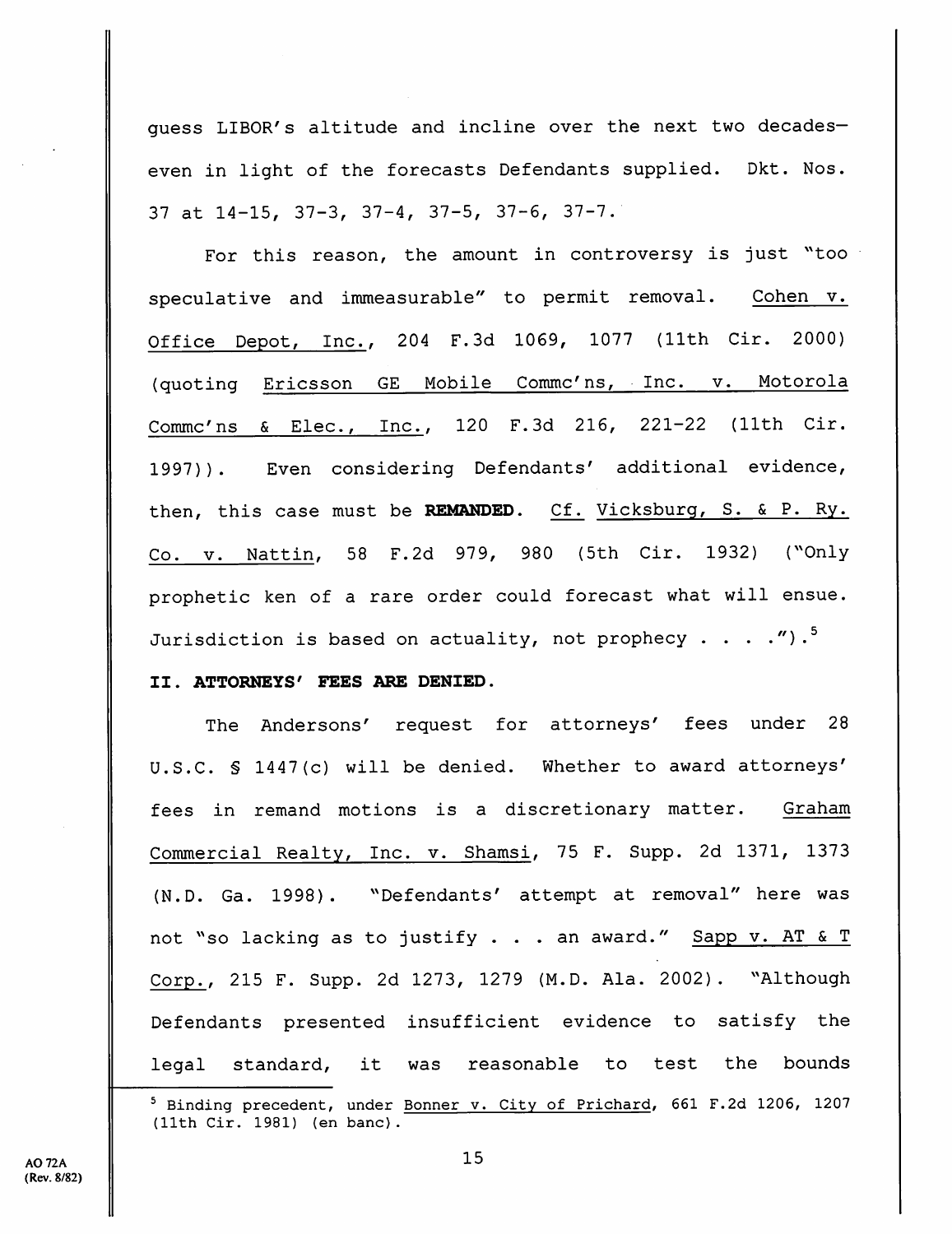guess LIBOR's altitude and incline over the next two decades—even in light of the forecasts Defendants supplied. Dkt. Nos. 37 at 14-15, 37-3, 37-4, 37-5, 37-6, 37-7.

For this reason, the amount in controversy is just "too speculative and immeasurable" to permit removal. Cohen v. Office Depot, Inc., 204 F.3d 1069, 1077 (11th Cir. 2000) (quoting Ericsson GE Mobile Commc'ns, Inc. v. Motorola Commc'ns & Elec., Inc., 120 F.3d 216, 221-22 (11th Cir. 1997)). Even considering Defendants' additional evidence, then, this case must be **REMANDED**. Cf. Vicksburg, S. & P. Ry. Co. v. Nattin, 58 F.2d 979, 980 (5th Cir. 1932) ("Only prophetic ken of a rare order could forecast what will ensue. Jurisdiction is based on actuality, not prophecy . . . .").[5]

**II. ATTORNEYS' FEES ARE DENIED.**

The Andersons' request for attorneys' fees under 28 U.S.C. § 1447(c) will be denied. Whether to award attorneys' fees in remand motions is a discretionary matter. Graham Commercial Realty, Inc. v. Shamsi, 75 F. Supp. 2d 1371, 1373 (N.D. Ga. 1998). "Defendants' attempt at removal" here was not "so lacking as to justify . . . an award." Sapp v. AT & T Corp., 215 F. Supp. 2d 1273, 1279 (M.D. Ala. 2002). "Although Defendants presented insufficient evidence to satisfy the legal standard, it was reasonable to test the bounds

[5] Binding precedent, under Bonner v. City of Prichard, 661 F.2d 1206, 1207 (11th Cir. 1981) (en banc).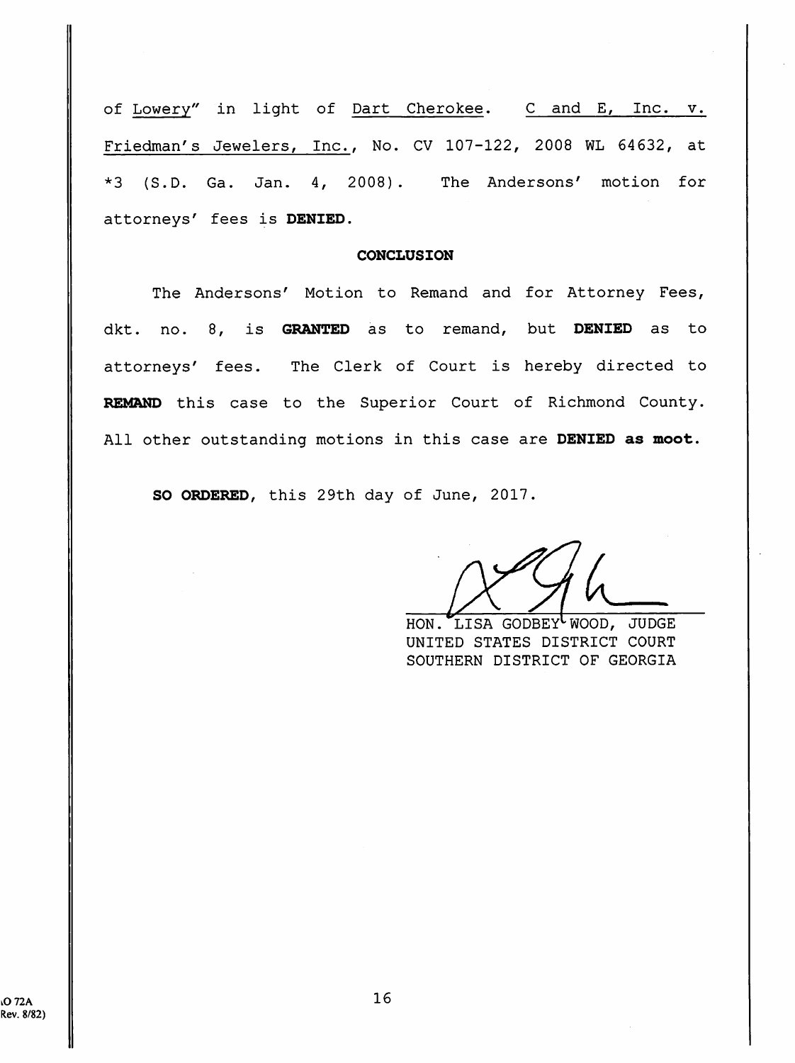of Lowery" in light of Dart Cherokee. C and E, Inc. v. Friedman's Jewelers, Inc., No. CV 107-122, 2008 WL 64632, at *3 (S.D. Ga. Jan. 4, 2008). The Andersons' motion for attorneys' fees is **DENIED**.

## CONCLUSION

The Andersons' Motion to Remand and for Attorney Fees, dkt. no. 8, is **GRANTED** as to remand, but **DENIED** as to attorneys' fees. The Clerk of Court is hereby directed to **REMAND** this case to the Superior Court of Richmond County. All other outstanding motions in this case are **DENIED as moot**.

**SO ORDERED**, this 29th day of June, 2017.

HON. LISA GODBEY WOOD, JUDGE
UNITED STATES DISTRICT COURT
SOUTHERN DISTRICT OF GEORGIA